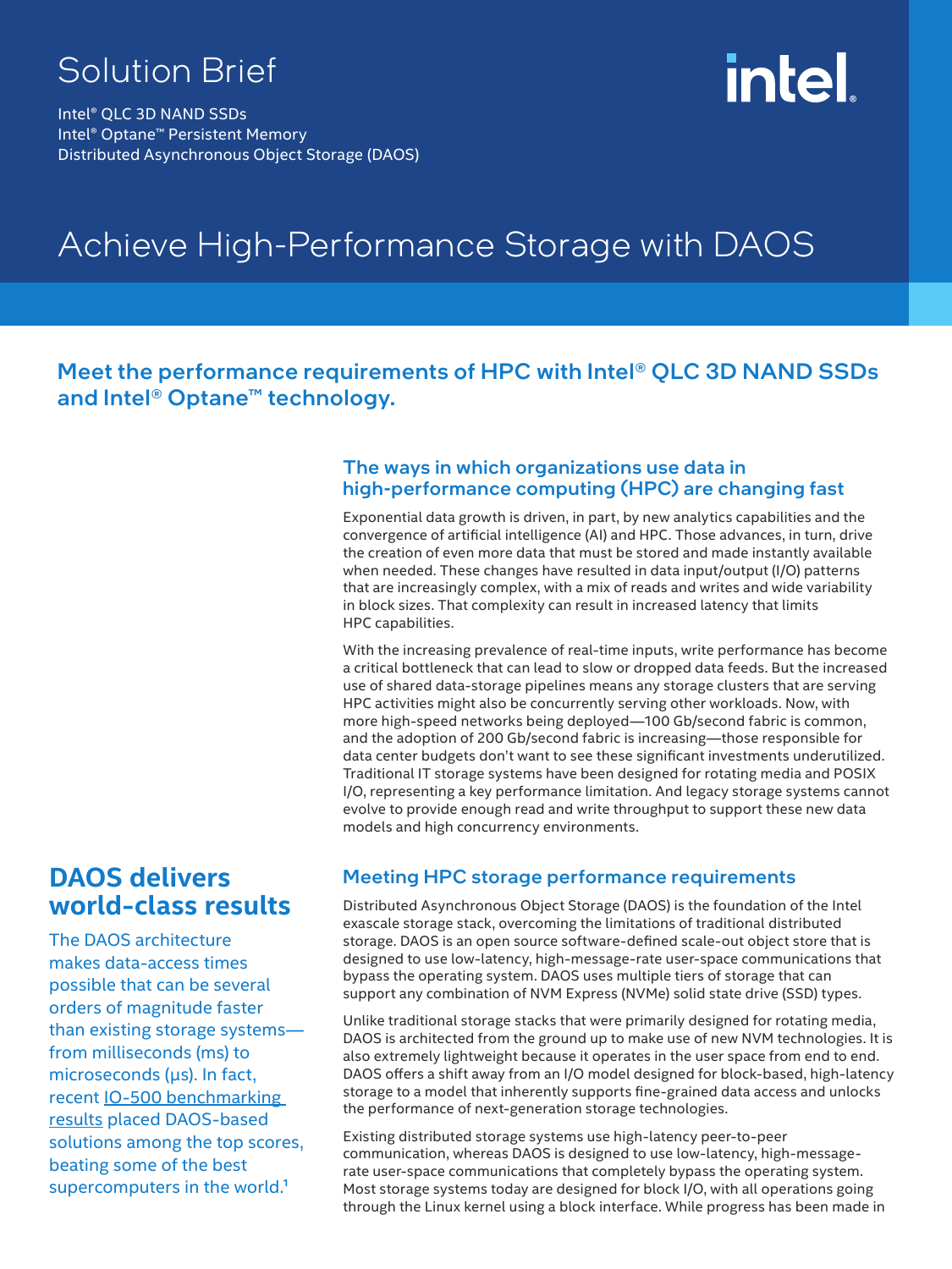# Solution Brief

Intel® QLC 3D NAND SSDs
Intel® Optane™ Persistent Memory
Distributed Asynchronous Object Storage (DAOS)

# Achieve High-Performance Storage with DAOS

## Meet the performance requirements of HPC with Intel® QLC 3D NAND SSDs and Intel® Optane™ technology.

### The ways in which organizations use data in high-performance computing (HPC) are changing fast

Exponential data growth is driven, in part, by new analytics capabilities and the convergence of artificial intelligence (AI) and HPC. Those advances, in turn, drive the creation of even more data that must be stored and made instantly available when needed. These changes have resulted in data input/output (I/O) patterns that are increasingly complex, with a mix of reads and writes and wide variability in block sizes. That complexity can result in increased latency that limits HPC capabilities.

With the increasing prevalence of real-time inputs, write performance has become a critical bottleneck that can lead to slow or dropped data feeds. But the increased use of shared data-storage pipelines means any storage clusters that are serving HPC activities might also be concurrently serving other workloads. Now, with more high-speed networks being deployed—100 Gb/second fabric is common, and the adoption of 200 Gb/second fabric is increasing—those responsible for data center budgets don't want to see these significant investments underutilized. Traditional IT storage systems have been designed for rotating media and POSIX I/O, representing a key performance limitation. And legacy storage systems cannot evolve to provide enough read and write throughput to support these new data models and high concurrency environments.

### Meeting HPC storage performance requirements

Distributed Asynchronous Object Storage (DAOS) is the foundation of the Intel exascale storage stack, overcoming the limitations of traditional distributed storage. DAOS is an open source software-defined scale-out object store that is designed to use low-latency, high-message-rate user-space communications that bypass the operating system. DAOS uses multiple tiers of storage that can support any combination of NVM Express (NVMe) solid state drive (SSD) types.

Unlike traditional storage stacks that were primarily designed for rotating media, DAOS is architected from the ground up to make use of new NVM technologies. It is also extremely lightweight because it operates in the user space from end to end. DAOS offers a shift away from an I/O model designed for block-based, high-latency storage to a model that inherently supports fine-grained data access and unlocks the performance of next-generation storage technologies.

Existing distributed storage systems use high-latency peer-to-peer communication, whereas DAOS is designed to use low-latency, high-message-rate user-space communications that completely bypass the operating system. Most storage systems today are designed for block I/O, with all operations going through the Linux kernel using a block interface. While progress has been made in

## DAOS delivers world-class results

The DAOS architecture makes data-access times possible that can be several orders of magnitude faster than existing storage systems—from milliseconds (ms) to microseconds (µs). In fact, recent IO-500 benchmarking results placed DAOS-based solutions among the top scores, beating some of the best supercomputers in the world.[1]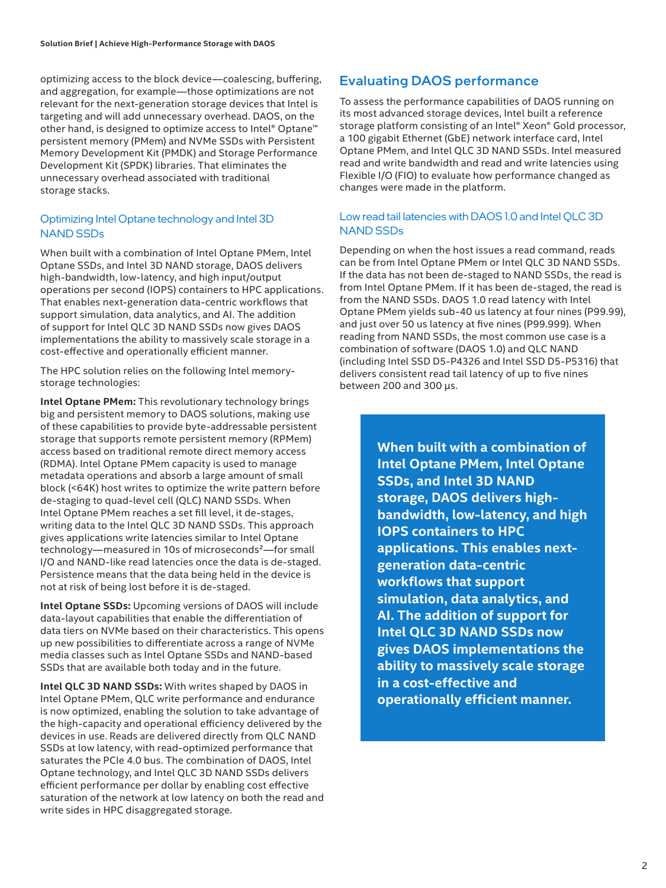optimizing access to the block device—coalescing, buffering, and aggregation, for example—those optimizations are not relevant for the next-generation storage devices that Intel is targeting and will add unnecessary overhead. DAOS, on the other hand, is designed to optimize access to Intel® Optane™ persistent memory (PMem) and NVMe SSDs with Persistent Memory Development Kit (PMDK) and Storage Performance Development Kit (SPDK) libraries. That eliminates the unnecessary overhead associated with traditional storage stacks.

### Optimizing Intel Optane technology and Intel 3D NAND SSDs

When built with a combination of Intel Optane PMem, Intel Optane SSDs, and Intel 3D NAND storage, DAOS delivers high-bandwidth, low-latency, and high input/output operations per second (IOPS) containers to HPC applications. That enables next-generation data-centric workflows that support simulation, data analytics, and AI. The addition of support for Intel QLC 3D NAND SSDs now gives DAOS implementations the ability to massively scale storage in a cost-effective and operationally efficient manner.

The HPC solution relies on the following Intel memory-storage technologies:

**Intel Optane PMem:** This revolutionary technology brings big and persistent memory to DAOS solutions, making use of these capabilities to provide byte-addressable persistent storage that supports remote persistent memory (RPMem) access based on traditional remote direct memory access (RDMA). Intel Optane PMem capacity is used to manage metadata operations and absorb a large amount of small block (<64K) host writes to optimize the write pattern before de-staging to quad-level cell (QLC) NAND SSDs. When Intel Optane PMem reaches a set fill level, it de-stages, writing data to the Intel QLC 3D NAND SSDs. This approach gives applications write latencies similar to Intel Optane technology—measured in 10s of microseconds[2]—for small I/O and NAND-like read latencies once the data is de-staged. Persistence means that the data being held in the device is not at risk of being lost before it is de-staged.

**Intel Optane SSDs:** Upcoming versions of DAOS will include data-layout capabilities that enable the differentiation of data tiers on NVMe based on their characteristics. This opens up new possibilities to differentiate across a range of NVMe media classes such as Intel Optane SSDs and NAND-based SSDs that are available both today and in the future.

**Intel QLC 3D NAND SSDs:** With writes shaped by DAOS in Intel Optane PMem, QLC write performance and endurance is now optimized, enabling the solution to take advantage of the high-capacity and operational efficiency delivered by the devices in use. Reads are delivered directly from QLC NAND SSDs at low latency, with read-optimized performance that saturates the PCIe 4.0 bus. The combination of DAOS, Intel Optane technology, and Intel QLC 3D NAND SSDs delivers efficient performance per dollar by enabling cost effective saturation of the network at low latency on both the read and write sides in HPC disaggregated storage.

## Evaluating DAOS performance

To assess the performance capabilities of DAOS running on its most advanced storage devices, Intel built a reference storage platform consisting of an Intel® Xeon® Gold processor, a 100 gigabit Ethernet (GbE) network interface card, Intel Optane PMem, and Intel QLC 3D NAND SSDs. Intel measured read and write bandwidth and read and write latencies using Flexible I/O (FIO) to evaluate how performance changed as changes were made in the platform.

### Low read tail latencies with DAOS 1.0 and Intel QLC 3D NAND SSDs

Depending on when the host issues a read command, reads can be from Intel Optane PMem or Intel QLC 3D NAND SSDs. If the data has not been de-staged to NAND SSDs, the read is from Intel Optane PMem. If it has been de-staged, the read is from the NAND SSDs. DAOS 1.0 read latency with Intel Optane PMem yields sub-40 us latency at four nines (P99.99), and just over 50 us latency at five nines (P99.999). When reading from NAND SSDs, the most common use case is a combination of software (DAOS 1.0) and QLC NAND (including Intel SSD D5-P4326 and Intel SSD D5-P5316) that delivers consistent read tail latency of up to five nines between 200 and 300 µs.

**When built with a combination of Intel Optane PMem, Intel Optane SSDs, and Intel 3D NAND storage, DAOS delivers high-bandwidth, low-latency, and high IOPS containers to HPC applications. This enables next-generation data-centric workflows that support simulation, data analytics, and AI. The addition of support for Intel QLC 3D NAND SSDs now gives DAOS implementations the ability to massively scale storage in a cost-effective and operationally efficient manner.**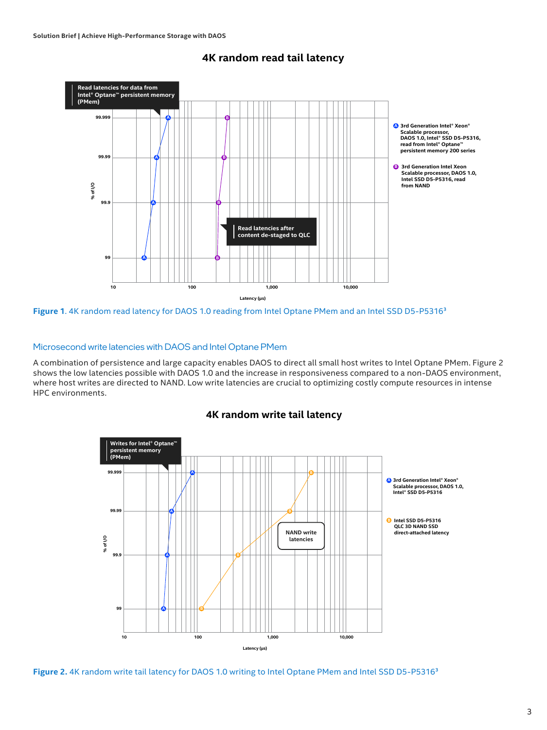## 4K random read tail latency

Read latencies for data from Intel® Optane™ persistent memory (PMem)

Read latencies after content de-staged to QLC

A 3rd Generation Intel® Xeon® Scalable processor, DAOS 1.0, Intel® SSD D5-P5316, read from Intel® Optane™ persistent memory 200 series

B 3rd Generation Intel Xeon Scalable processor, DAOS 1.0, Intel SSD D5-P5316, read from NAND

% of I/O: 99, 99.9, 99.99, 99.999

Latency (μs): 10, 100, 1,000, 10,000

**Figure 1**. 4K random read latency for DAOS 1.0 reading from Intel Optane PMem and an Intel SSD D5-P5316[3]

### Microsecond write latencies with DAOS and Intel Optane PMem

A combination of persistence and large capacity enables DAOS to direct all small host writes to Intel Optane PMem. Figure 2 shows the low latencies possible with DAOS 1.0 and the increase in responsiveness compared to a non-DAOS environment, where host writes are directed to NAND. Low write latencies are crucial to optimizing costly compute resources in intense HPC environments.

## 4K random write tail latency

Writes for Intel® Optane™ persistent memory (PMem)

NAND write latencies

A 3rd Generation Intel® Xeon® Scalable processor, DAOS 1.0, Intel® SSD D5-P5316

B Intel SSD D5-P5316 QLC 3D NAND SSD direct-attached latency

% of I/O: 99, 99.9, 99.99, 99.999

Latency (μs): 10, 100, 1,000, 10,000

**Figure 2.** 4K random write tail latency for DAOS 1.0 writing to Intel Optane PMem and Intel SSD D5-P5316[3]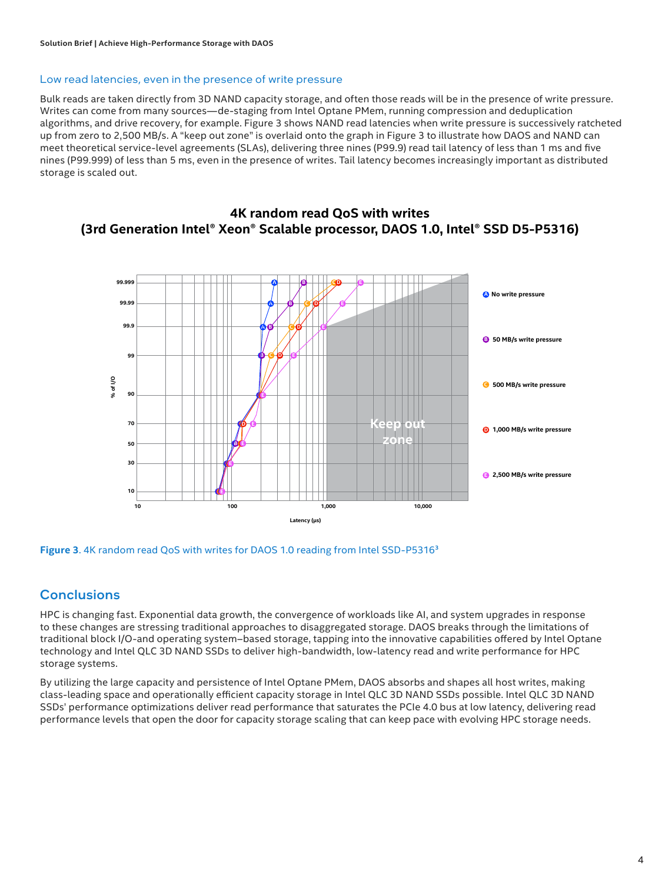## Low read latencies, even in the presence of write pressure

Bulk reads are taken directly from 3D NAND capacity storage, and often those reads will be in the presence of write pressure. Writes can come from many sources—de-staging from Intel Optane PMem, running compression and deduplication algorithms, and drive recovery, for example. Figure 3 shows NAND read latencies when write pressure is successively ratcheted up from zero to 2,500 MB/s. A "keep out zone" is overlaid onto the graph in Figure 3 to illustrate how DAOS and NAND can meet theoretical service-level agreements (SLAs), delivering three nines (P99.9) read tail latency of less than 1 ms and five nines (P99.999) of less than 5 ms, even in the presence of writes. Tail latency becomes increasingly important as distributed storage is scaled out.

**4K random read QoS with writes (3rd Generation Intel® Xeon® Scalable processor, DAOS 1.0, Intel® SSD D5-P5316)**

**Figure 3**. 4K random read QoS with writes for DAOS 1.0 reading from Intel SSD-P5316[3]

## Conclusions

HPC is changing fast. Exponential data growth, the convergence of workloads like AI, and system upgrades in response to these changes are stressing traditional approaches to disaggregated storage. DAOS breaks through the limitations of traditional block I/O-and operating system–based storage, tapping into the innovative capabilities offered by Intel Optane technology and Intel QLC 3D NAND SSDs to deliver high-bandwidth, low-latency read and write performance for HPC storage systems.

By utilizing the large capacity and persistence of Intel Optane PMem, DAOS absorbs and shapes all host writes, making class-leading space and operationally efficient capacity storage in Intel QLC 3D NAND SSDs possible. Intel QLC 3D NAND SSDs' performance optimizations deliver read performance that saturates the PCIe 4.0 bus at low latency, delivering read performance levels that open the door for capacity storage scaling that can keep pace with evolving HPC storage needs.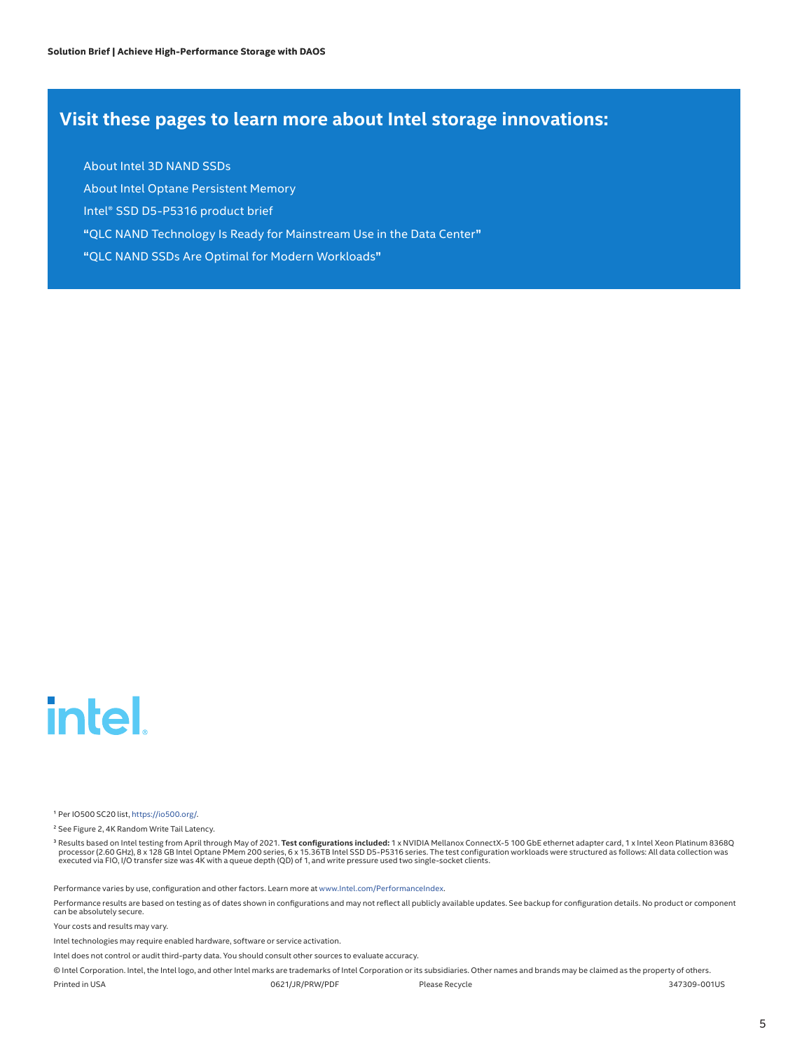## Visit these pages to learn more about Intel storage innovations:

About Intel 3D NAND SSDs

About Intel Optane Persistent Memory

Intel® SSD D5-P5316 product brief

"QLC NAND Technology Is Ready for Mainstream Use in the Data Center"

"QLC NAND SSDs Are Optimal for Modern Workloads"

intel.

[1] Per IO500 SC20 list, https://io500.org/.

[2] See Figure 2, 4K Random Write Tail Latency.

[3] Results based on Intel testing from April through May of 2021. **Test configurations included:** 1 x NVIDIA Mellanox ConnectX-5 100 GbE ethernet adapter card, 1 x Intel Xeon Platinum 8368Q processor (2.60 GHz), 8 x 128 GB Intel Optane PMem 200 series, 6 x 15.36TB Intel SSD D5-P5316 series. The test configuration workloads were structured as follows: All data collection was executed via FIO, I/O transfer size was 4K with a queue depth (QD) of 1, and write pressure used two single-socket clients.

Performance varies by use, configuration and other factors. Learn more at www.Intel.com/PerformanceIndex.

Performance results are based on testing as of dates shown in configurations and may not reflect all publicly available updates. See backup for configuration details. No product or component can be absolutely secure.

Your costs and results may vary.

Intel technologies may require enabled hardware, software or service activation.

Intel does not control or audit third-party data. You should consult other sources to evaluate accuracy.

© Intel Corporation. Intel, the Intel logo, and other Intel marks are trademarks of Intel Corporation or its subsidiaries. Other names and brands may be claimed as the property of others.

Printed in USA 0621/JR/PRW/PDF Please Recycle 347309-001US